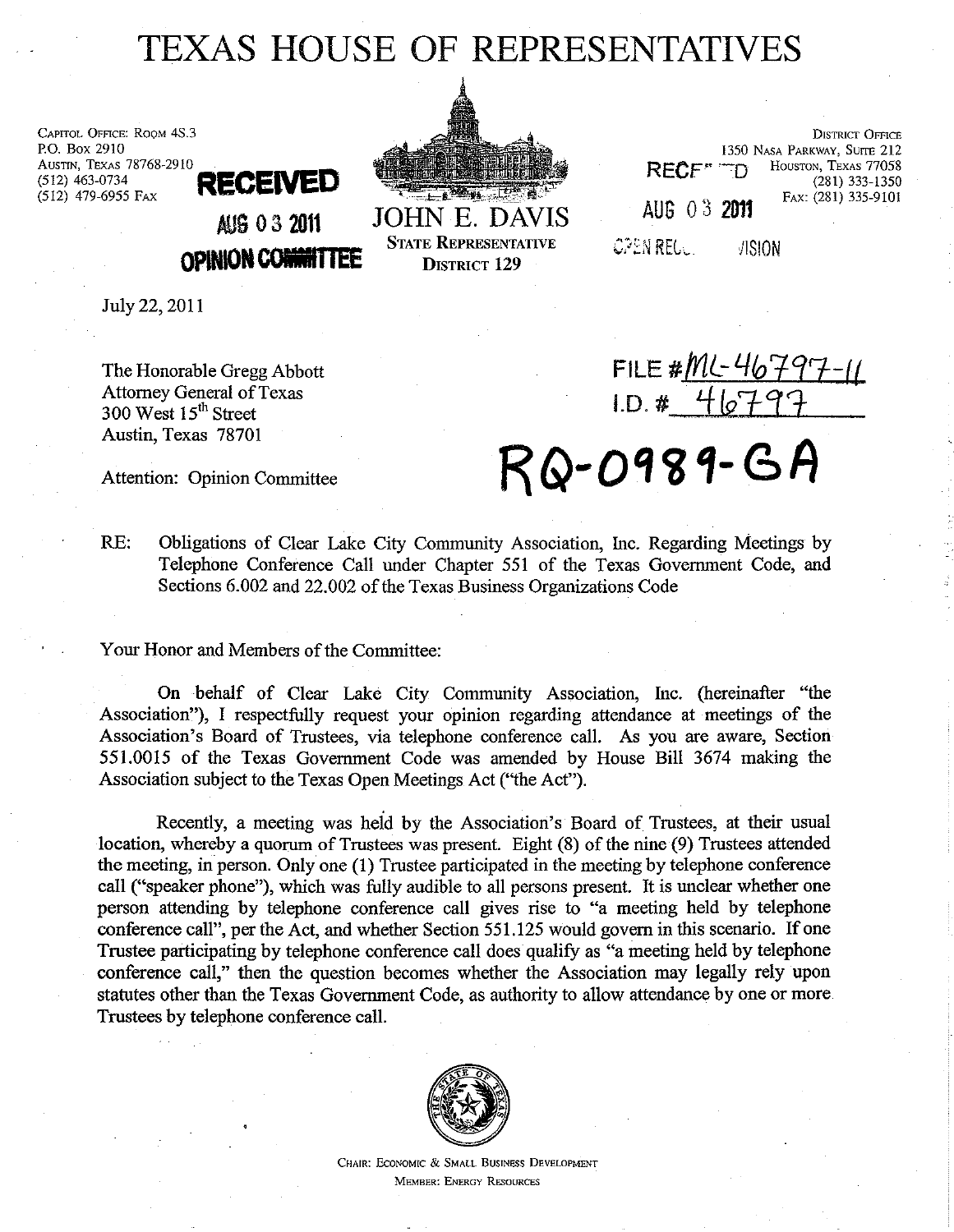# TEXAS HOUSE OF REPRESENTATIVES

CAPITOL OFFICE: ROOM 4S.3
P.O. BOX 2910
AUSTIN, TEXAS 78768-2910
(512) 463-0734
(512) 479-6955 FAX

**RECEIVED**
**AUG 03 2011**
**OPINION COMMITTEE**

JOHN E. DAVIS
STATE REPRESENTATIVE
DISTRICT 129

DISTRICT OFFICE
1350 NASA PARKWAY, SUITE 212
HOUSTON, TEXAS 77058
(281) 333-1350
FAX: (281) 335-9101

RECEIVED
AUG 03 2011
OPEN RECORDS DIVISION

July 22, 2011

The Honorable Gregg Abbott
Attorney General of Texas
300 West 15th Street
Austin, Texas 78701

Attention: Opinion Committee

FILE # ML-46797-11
I.D. # 46797

**RQ-0989-GA**

RE: Obligations of Clear Lake City Community Association, Inc. Regarding Meetings by Telephone Conference Call under Chapter 551 of the Texas Government Code, and Sections 6.002 and 22.002 of the Texas Business Organizations Code

Your Honor and Members of the Committee:

On behalf of Clear Lake City Community Association, Inc. (hereinafter "the Association"), I respectfully request your opinion regarding attendance at meetings of the Association's Board of Trustees, via telephone conference call. As you are aware, Section 551.0015 of the Texas Government Code was amended by House Bill 3674 making the Association subject to the Texas Open Meetings Act ("the Act").

Recently, a meeting was held by the Association's Board of Trustees, at their usual location, whereby a quorum of Trustees was present. Eight (8) of the nine (9) Trustees attended the meeting, in person. Only one (1) Trustee participated in the meeting by telephone conference call ("speaker phone"), which was fully audible to all persons present. It is unclear whether one person attending by telephone conference call gives rise to "a meeting held by telephone conference call", per the Act, and whether Section 551.125 would govern in this scenario. If one Trustee participating by telephone conference call does qualify as "a meeting held by telephone conference call," then the question becomes whether the Association may legally rely upon statutes other than the Texas Government Code, as authority to allow attendance by one or more Trustees by telephone conference call.

CHAIR: ECONOMIC & SMALL BUSINESS DEVELOPMENT
MEMBER: ENERGY RESOURCES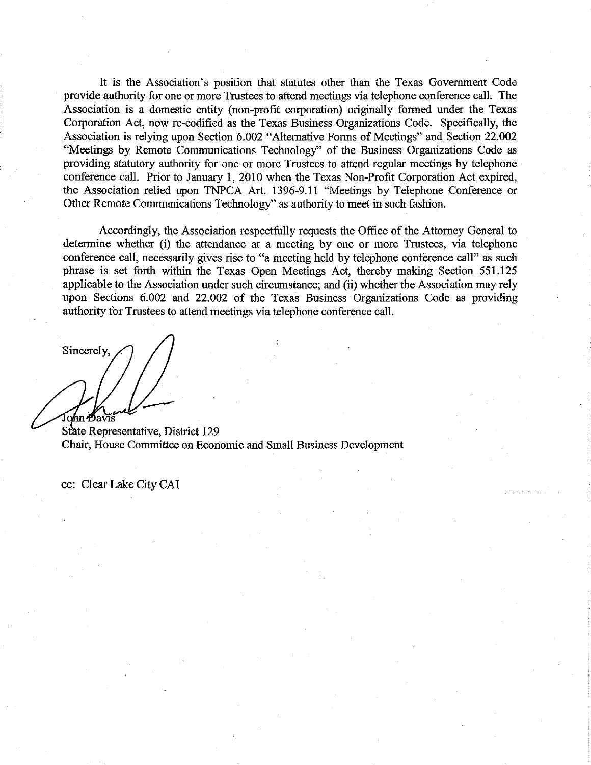It is the Association's position that statutes other than the Texas Government Code provide authority for one or more Trustees to attend meetings via telephone conference call. The Association is a domestic entity (non-profit corporation) originally formed under the Texas Corporation Act, now re-codified as the Texas Business Organizations Code. Specifically, the Association is relying upon Section 6.002 "Alternative Forms of Meetings" and Section 22.002 "Meetings by Remote Communications Technology" of the Business Organizations Code as providing statutory authority for one or more Trustees to attend regular meetings by telephone conference call. Prior to January 1, 2010 when the Texas Non-Profit Corporation Act expired, the Association relied upon TNPCA Art. 1396-9.11 "Meetings by Telephone Conference or Other Remote Communications Technology" as authority to meet in such fashion.

Accordingly, the Association respectfully requests the Office of the Attorney General to determine whether (i) the attendance at a meeting by one or more Trustees, via telephone conference call, necessarily gives rise to "a meeting held by telephone conference call" as such phrase is set forth within the Texas Open Meetings Act, thereby making Section 551.125 applicable to the Association under such circumstance; and (ii) whether the Association may rely upon Sections 6.002 and 22.002 of the Texas Business Organizations Code as providing authority for Trustees to attend meetings via telephone conference call.

Sincerely,

John Davis
State Representative, District 129
Chair, House Committee on Economic and Small Business Development

cc: Clear Lake City CAI